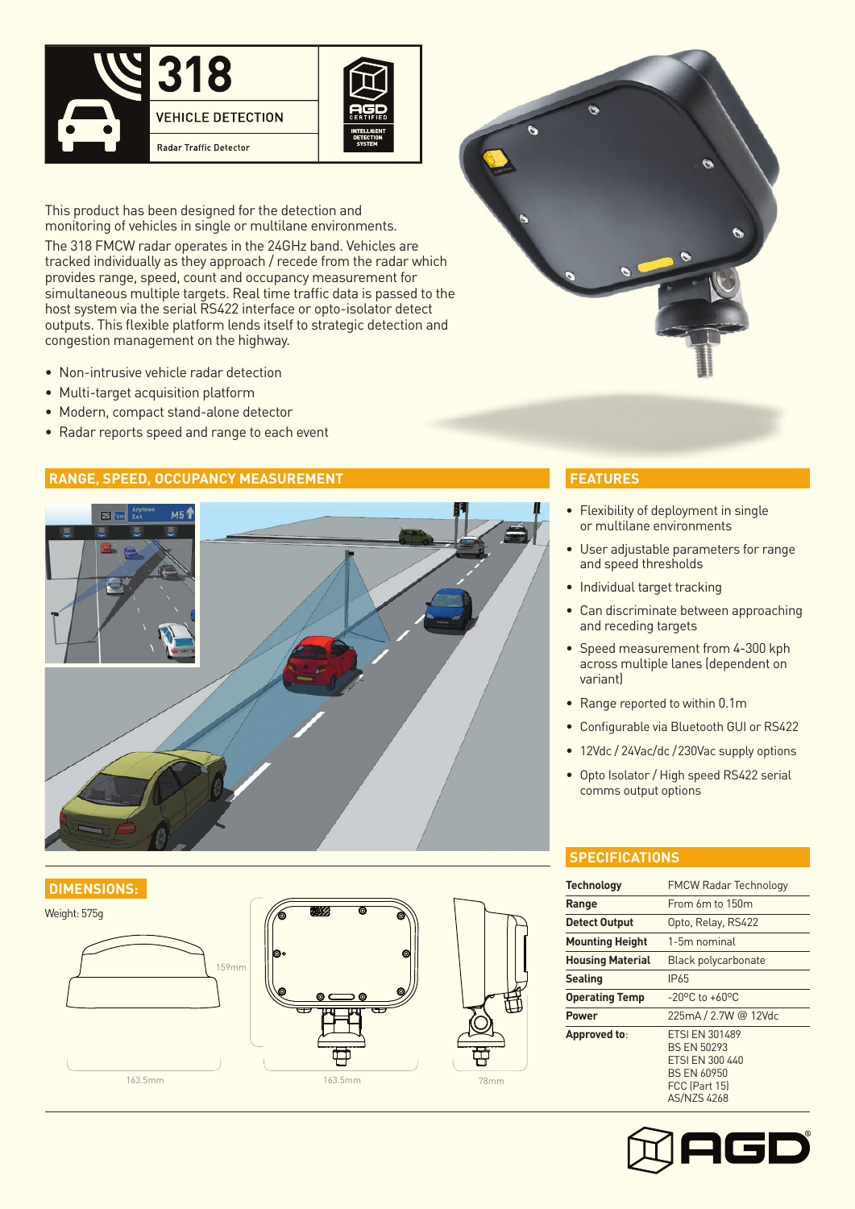# 318

## VEHICLE DETECTION

Radar Traffic Detector

AGD CERTIFIED — INTELLIGENT DETECTION SYSTEM

This product has been designed for the detection and monitoring of vehicles in single or multilane environments.

The 318 FMCW radar operates in the 24GHz band. Vehicles are tracked individually as they approach / recede from the radar which provides range, speed, count and occupancy measurement for simultaneous multiple targets. Real time traffic data is passed to the host system via the serial RS422 interface or opto-isolator detect outputs. This flexible platform lends itself to strategic detection and congestion management on the highway.

- Non-intrusive vehicle radar detection
- Multi-target acquisition platform
- Modern, compact stand-alone detector
- Radar reports speed and range to each event

## RANGE, SPEED, OCCUPANCY MEASUREMENT

## FEATURES

- Flexibility of deployment in single or multilane environments
- User adjustable parameters for range and speed thresholds
- Individual target tracking
- Can discriminate between approaching and receding targets
- Speed measurement from 4-300 kph across multiple lanes (dependent on variant)
- Range reported to within 0.1m
- Configurable via Bluetooth GUI or RS422
- 12Vdc / 24Vac/dc /230Vac supply options
- Opto Isolator / High speed RS422 serial comms output options

## DIMENSIONS:

Weight: 575g

159mm

163.5mm

163.5mm

78mm

## SPECIFICATIONS

| | |
|---|---|
| **Technology** | FMCW Radar Technology |
| **Range** | From 6m to 150m |
| **Detect Output** | Opto, Relay, RS422 |
| **Mounting Height** | 1-5m nominal |
| **Housing Material** | Black polycarbonate |
| **Sealing** | IP65 |
| **Operating Temp** | -20ºC to +60ºC |
| **Power** | 225mA / 2.7W @ 12Vdc |
| **Approved to**: | ETSI EN 301489<br>BS EN 50293<br>ETSI EN 300 440<br>BS EN 60950<br>FCC (Part 15)<br>AS/NZS 4268 |

AGD®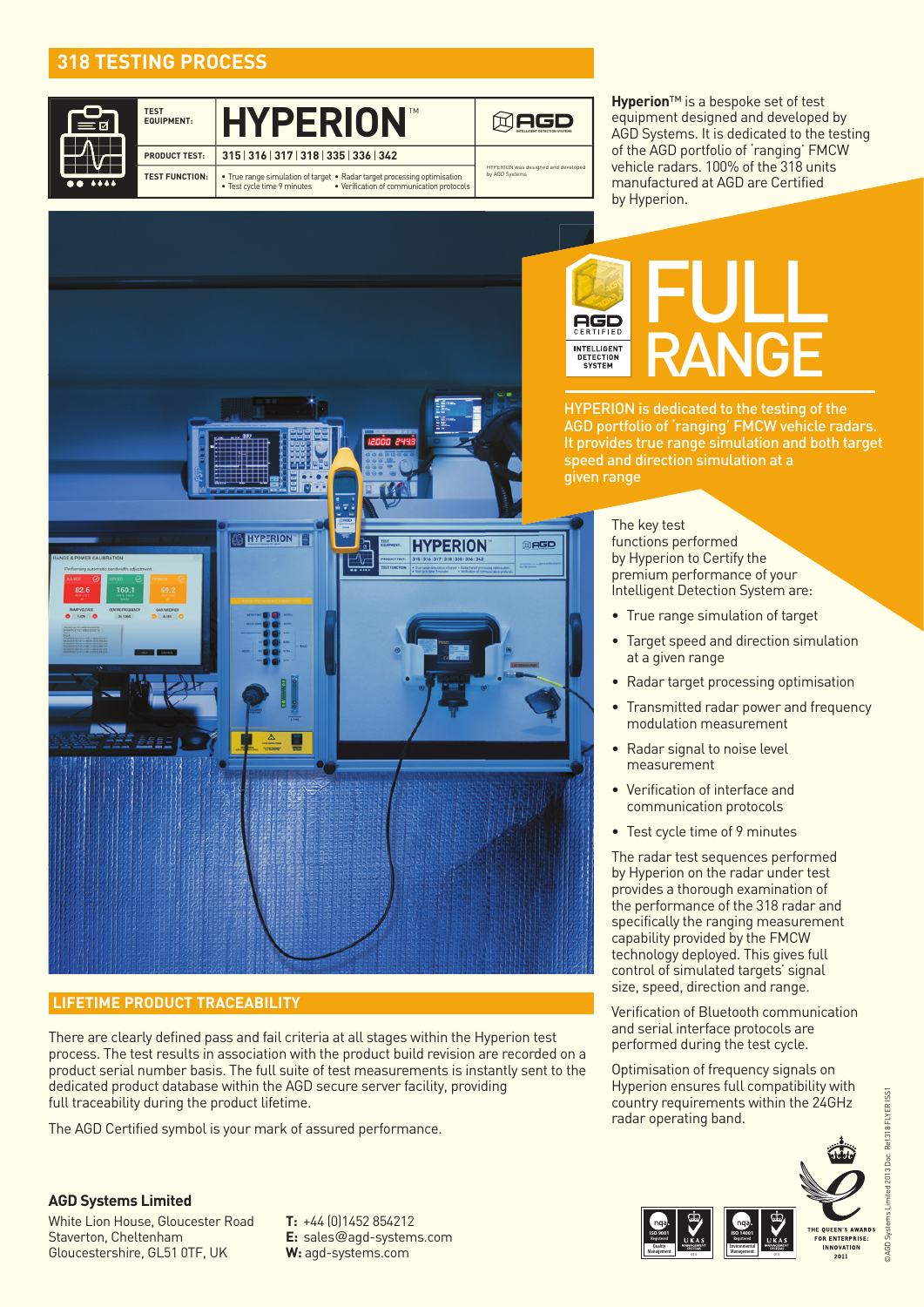## 318 TESTING PROCESS

| | | |
|---|---|---|
| TEST EQUIPMENT: | HYPERION™ | AGD INTELLIGENT DETECTION SYSTEMS |
| PRODUCT TEST: | 315 \| 316 \| 317 \| 318 \| 335 \| 336 \| 342 | HYPERION was designed and developed by AGD Systems |
| TEST FUNCTION: | • True range simulation of target • Radar target processing optimisation • Test cycle time 9 minutes • Verification of communication protocols | |

**Hyperion**™ is a bespoke set of test equipment designed and developed by AGD Systems. It is dedicated to the testing of the AGD portfolio of 'ranging' FMCW vehicle radars. 100% of the 318 units manufactured at AGD are Certified by Hyperion.

AGD CERTIFIED INTELLIGENT DETECTION SYSTEM

# FULL RANGE

HYPERION is dedicated to the testing of the AGD portfolio of 'ranging' FMCW vehicle radars. It provides true range simulation and both target speed and direction simulation at a given range

The key test functions performed by Hyperion to Certify the premium performance of your Intelligent Detection System are:

- True range simulation of target
- Target speed and direction simulation at a given range
- Radar target processing optimisation
- Transmitted radar power and frequency modulation measurement
- Radar signal to noise level measurement
- Verification of interface and communication protocols
- Test cycle time of 9 minutes

The radar test sequences performed by Hyperion on the radar under test provides a thorough examination of the performance of the 318 radar and specifically the ranging measurement capability provided by the FMCW technology deployed. This gives full control of simulated targets' signal size, speed, direction and range.

Verification of Bluetooth communication and serial interface protocols are performed during the test cycle.

Optimisation of frequency signals on Hyperion ensures full compatibility with country requirements within the 24GHz radar operating band.

## LIFETIME PRODUCT TRACEABILITY

There are clearly defined pass and fail criteria at all stages within the Hyperion test process. The test results in association with the product build revision are recorded on a product serial number basis. The full suite of test measurements is instantly sent to the dedicated product database within the AGD secure server facility, providing full traceability during the product lifetime.

The AGD Certified symbol is your mark of assured performance.

**AGD Systems Limited**

White Lion House, Gloucester Road
Staverton, Cheltenham
Gloucestershire, GL51 0TF, UK

**T:** +44 (0)1452 854212
**E:** sales@agd-systems.com
**W:** agd-systems.com

THE QUEEN'S AWARDS FOR ENTERPRISE: INNOVATION 2011

©AGD Systems Limited 2013 Doc. Ref.318 FLYER ISS1